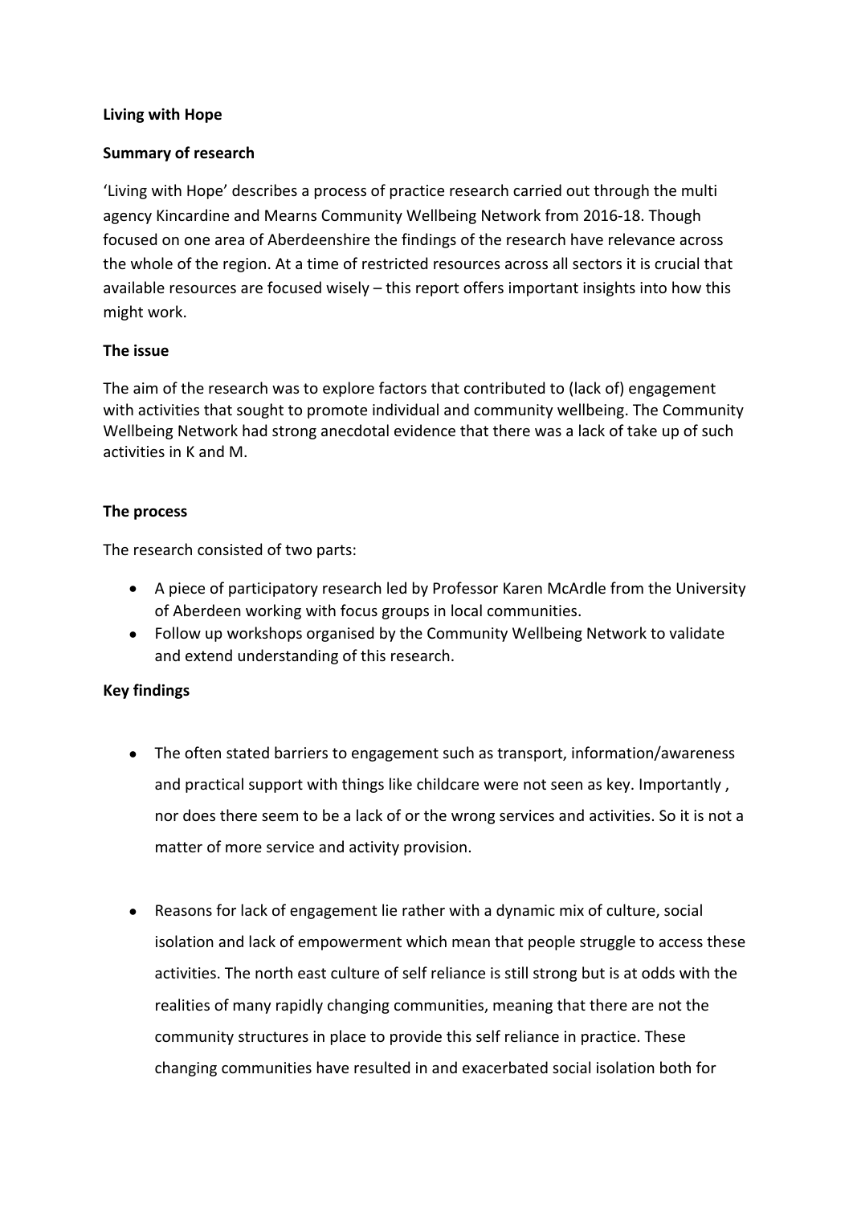**Living with Hope**

**Summary of research**

'Living with Hope' describes a process of practice research carried out through the multi agency Kincardine and Mearns Community Wellbeing Network from 2016-18. Though focused on one area of Aberdeenshire the findings of the research have relevance across the whole of the region. At a time of restricted resources across all sectors it is crucial that available resources are focused wisely – this report offers important insights into how this might work.

**The issue**

The aim of the research was to explore factors that contributed to (lack of) engagement with activities that sought to promote individual and community wellbeing. The Community Wellbeing Network had strong anecdotal evidence that there was a lack of take up of such activities in K and M.

**The process**

The research consisted of two parts:

- A piece of participatory research led by Professor Karen McArdle from the University of Aberdeen working with focus groups in local communities.
- Follow up workshops organised by the Community Wellbeing Network to validate and extend understanding of this research.

**Key findings**

- The often stated barriers to engagement such as transport, information/awareness and practical support with things like childcare were not seen as key. Importantly , nor does there seem to be a lack of or the wrong services and activities. So it is not a matter of more service and activity provision.
- Reasons for lack of engagement lie rather with a dynamic mix of culture, social isolation and lack of empowerment which mean that people struggle to access these activities. The north east culture of self reliance is still strong but is at odds with the realities of many rapidly changing communities, meaning that there are not the community structures in place to provide this self reliance in practice. These changing communities have resulted in and exacerbated social isolation both for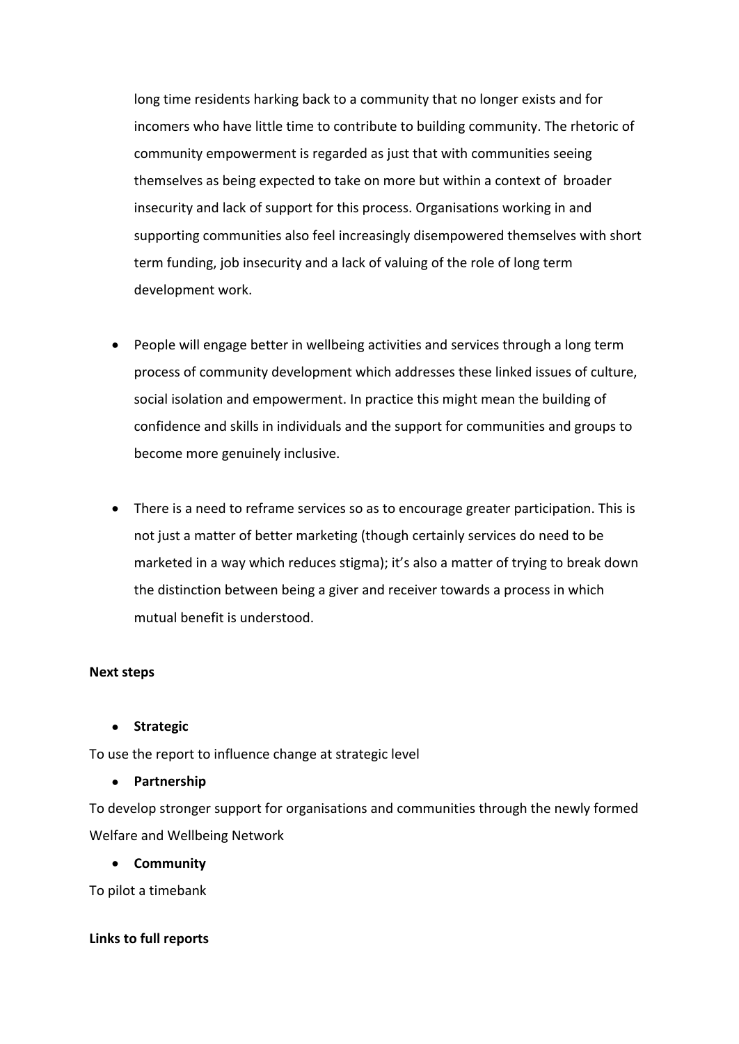long time residents harking back to a community that no longer exists and for incomers who have little time to contribute to building community. The rhetoric of community empowerment is regarded as just that with communities seeing themselves as being expected to take on more but within a context of broader insecurity and lack of support for this process. Organisations working in and supporting communities also feel increasingly disempowered themselves with short term funding, job insecurity and a lack of valuing of the role of long term development work.

- People will engage better in wellbeing activities and services through a long term process of community development which addresses these linked issues of culture, social isolation and empowerment. In practice this might mean the building of confidence and skills in individuals and the support for communities and groups to become more genuinely inclusive.

- There is a need to reframe services so as to encourage greater participation. This is not just a matter of better marketing (though certainly services do need to be marketed in a way which reduces stigma); it's also a matter of trying to break down the distinction between being a giver and receiver towards a process in which mutual benefit is understood.

**Next steps**

- **Strategic**

To use the report to influence change at strategic level

- **Partnership**

To develop stronger support for organisations and communities through the newly formed Welfare and Wellbeing Network

- **Community**

To pilot a timebank

**Links to full reports**